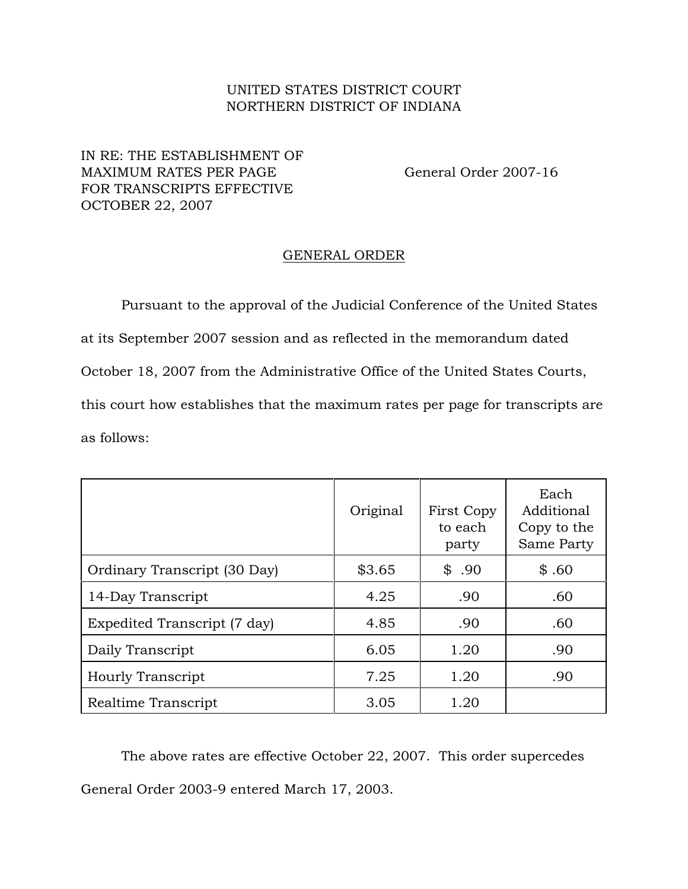UNITED STATES DISTRICT COURT
NORTHERN DISTRICT OF INDIANA

IN RE: THE ESTABLISHMENT OF MAXIMUM RATES PER PAGE FOR TRANSCRIPTS EFFECTIVE OCTOBER 22, 2007

General Order 2007-16

## GENERAL ORDER

Pursuant to the approval of the Judicial Conference of the United States at its September 2007 session and as reflected in the memorandum dated October 18, 2007 from the Administrative Office of the United States Courts, this court how establishes that the maximum rates per page for transcripts are as follows:

| | Original | First Copy to each party | Each Additional Copy to the Same Party |
|---|---|---|---|
| Ordinary Transcript (30 Day) | $3.65 | $ .90 | $ .60 |
| 14-Day Transcript | 4.25 | .90 | .60 |
| Expedited Transcript (7 day) | 4.85 | .90 | .60 |
| Daily Transcript | 6.05 | 1.20 | .90 |
| Hourly Transcript | 7.25 | 1.20 | .90 |
| Realtime Transcript | 3.05 | 1.20 | |

The above rates are effective October 22, 2007. This order supercedes General Order 2003-9 entered March 17, 2003.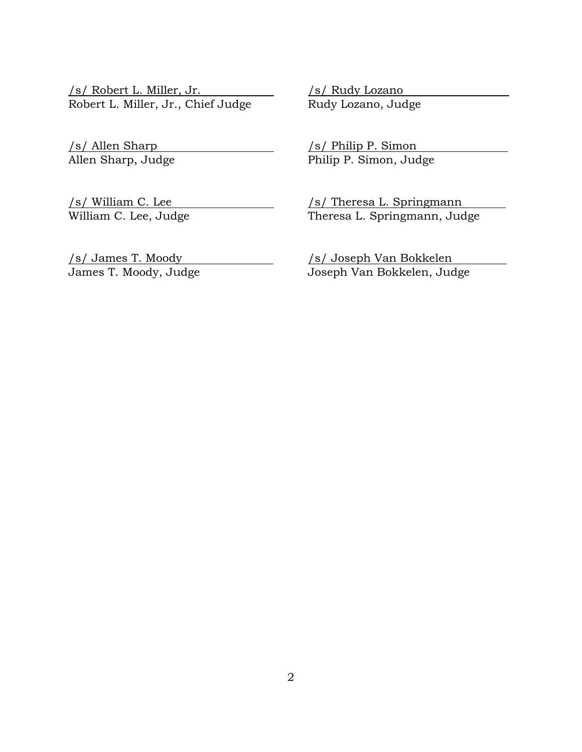/s/ Robert L. Miller, Jr.
Robert L. Miller, Jr., Chief Judge

/s/ Rudy Lozano
Rudy Lozano, Judge

/s/ Allen Sharp
Allen Sharp, Judge

/s/ Philip P. Simon
Philip P. Simon, Judge

/s/ William C. Lee
William C. Lee, Judge

/s/ Theresa L. Springmann
Theresa L. Springmann, Judge

/s/ James T. Moody
James T. Moody, Judge

/s/ Joseph Van Bokkelen
Joseph Van Bokkelen, Judge